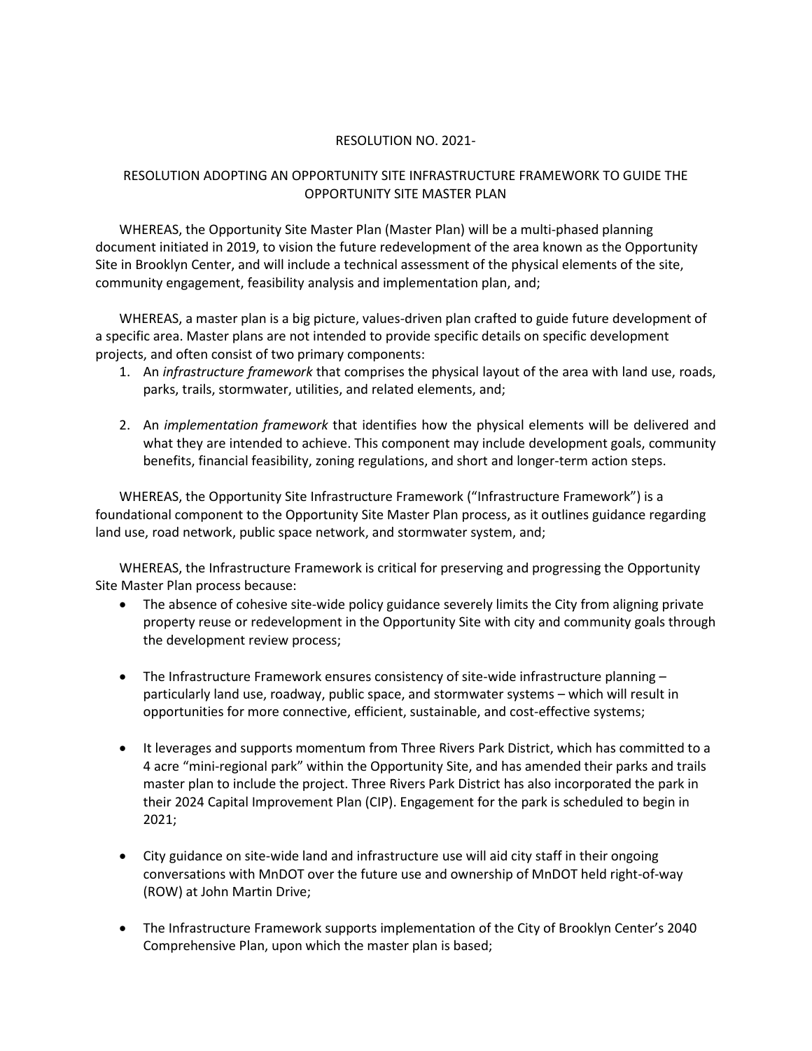RESOLUTION NO. 2021-

RESOLUTION ADOPTING AN OPPORTUNITY SITE INFRASTRUCTURE FRAMEWORK TO GUIDE THE OPPORTUNITY SITE MASTER PLAN

WHEREAS, the Opportunity Site Master Plan (Master Plan) will be a multi-phased planning document initiated in 2019, to vision the future redevelopment of the area known as the Opportunity Site in Brooklyn Center, and will include a technical assessment of the physical elements of the site, community engagement, feasibility analysis and implementation plan, and;

WHEREAS, a master plan is a big picture, values-driven plan crafted to guide future development of a specific area. Master plans are not intended to provide specific details on specific development projects, and often consist of two primary components:

1. An *infrastructure framework* that comprises the physical layout of the area with land use, roads, parks, trails, stormwater, utilities, and related elements, and;

2. An *implementation framework* that identifies how the physical elements will be delivered and what they are intended to achieve. This component may include development goals, community benefits, financial feasibility, zoning regulations, and short and longer-term action steps.

WHEREAS, the Opportunity Site Infrastructure Framework ("Infrastructure Framework") is a foundational component to the Opportunity Site Master Plan process, as it outlines guidance regarding land use, road network, public space network, and stormwater system, and;

WHEREAS, the Infrastructure Framework is critical for preserving and progressing the Opportunity Site Master Plan process because:

- The absence of cohesive site-wide policy guidance severely limits the City from aligning private property reuse or redevelopment in the Opportunity Site with city and community goals through the development review process;

- The Infrastructure Framework ensures consistency of site-wide infrastructure planning – particularly land use, roadway, public space, and stormwater systems – which will result in opportunities for more connective, efficient, sustainable, and cost-effective systems;

- It leverages and supports momentum from Three Rivers Park District, which has committed to a 4 acre "mini-regional park" within the Opportunity Site, and has amended their parks and trails master plan to include the project. Three Rivers Park District has also incorporated the park in their 2024 Capital Improvement Plan (CIP). Engagement for the park is scheduled to begin in 2021;

- City guidance on site-wide land and infrastructure use will aid city staff in their ongoing conversations with MnDOT over the future use and ownership of MnDOT held right-of-way (ROW) at John Martin Drive;

- The Infrastructure Framework supports implementation of the City of Brooklyn Center's 2040 Comprehensive Plan, upon which the master plan is based;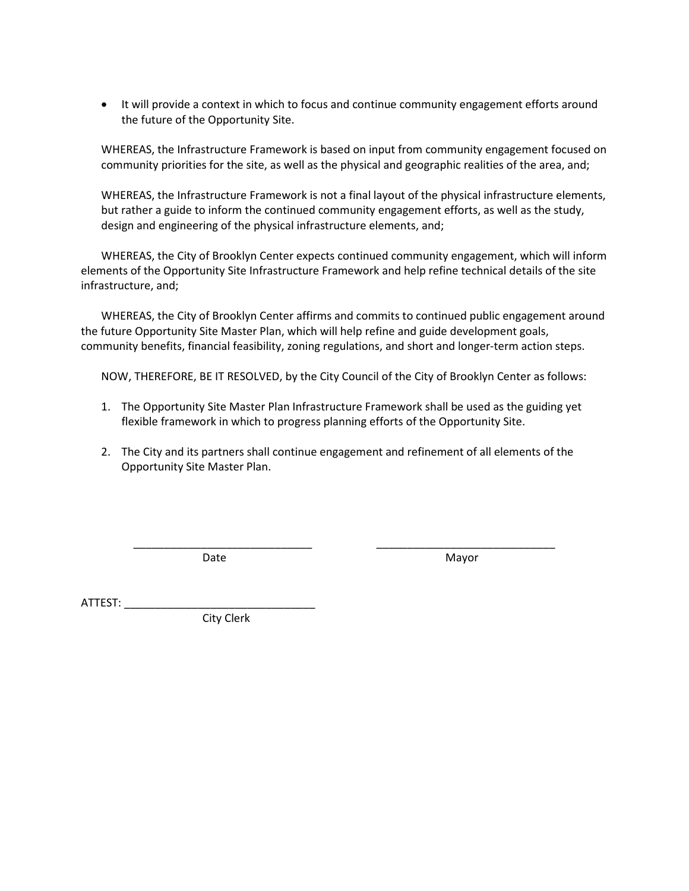- It will provide a context in which to focus and continue community engagement efforts around the future of the Opportunity Site.

WHEREAS, the Infrastructure Framework is based on input from community engagement focused on community priorities for the site, as well as the physical and geographic realities of the area, and;

WHEREAS, the Infrastructure Framework is not a final layout of the physical infrastructure elements, but rather a guide to inform the continued community engagement efforts, as well as the study, design and engineering of the physical infrastructure elements, and;

WHEREAS, the City of Brooklyn Center expects continued community engagement, which will inform elements of the Opportunity Site Infrastructure Framework and help refine technical details of the site infrastructure, and;

WHEREAS, the City of Brooklyn Center affirms and commits to continued public engagement around the future Opportunity Site Master Plan, which will help refine and guide development goals, community benefits, financial feasibility, zoning regulations, and short and longer-term action steps.

NOW, THEREFORE, BE IT RESOLVED, by the City Council of the City of Brooklyn Center as follows:

1. The Opportunity Site Master Plan Infrastructure Framework shall be used as the guiding yet flexible framework in which to progress planning efforts of the Opportunity Site.

2. The City and its partners shall continue engagement and refinement of all elements of the Opportunity Site Master Plan.

______________________________ Date

______________________________ Mayor

ATTEST: ______________________________ City Clerk